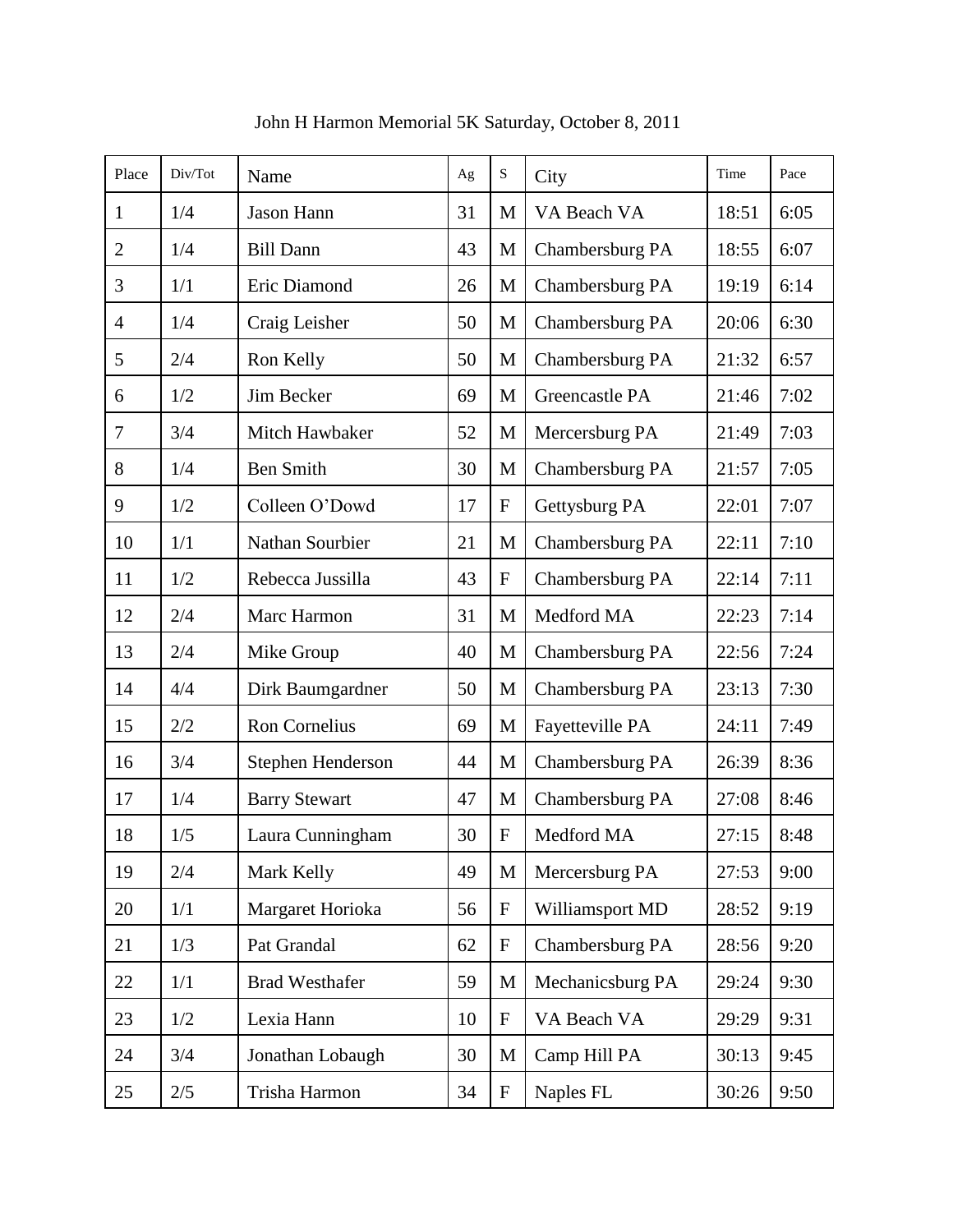John H Harmon Memorial 5K Saturday, October 8, 2011

| Place | Div/Tot | Name | Ag | S | City | Time | Pace |
|---|---|---|---|---|---|---|---|
| 1 | 1/4 | Jason Hann | 31 | M | VA Beach VA | 18:51 | 6:05 |
| 2 | 1/4 | Bill Dann | 43 | M | Chambersburg PA | 18:55 | 6:07 |
| 3 | 1/1 | Eric Diamond | 26 | M | Chambersburg PA | 19:19 | 6:14 |
| 4 | 1/4 | Craig Leisher | 50 | M | Chambersburg PA | 20:06 | 6:30 |
| 5 | 2/4 | Ron Kelly | 50 | M | Chambersburg PA | 21:32 | 6:57 |
| 6 | 1/2 | Jim Becker | 69 | M | Greencastle PA | 21:46 | 7:02 |
| 7 | 3/4 | Mitch Hawbaker | 52 | M | Mercersburg PA | 21:49 | 7:03 |
| 8 | 1/4 | Ben Smith | 30 | M | Chambersburg PA | 21:57 | 7:05 |
| 9 | 1/2 | Colleen O'Dowd | 17 | F | Gettysburg PA | 22:01 | 7:07 |
| 10 | 1/1 | Nathan Sourbier | 21 | M | Chambersburg PA | 22:11 | 7:10 |
| 11 | 1/2 | Rebecca Jussilla | 43 | F | Chambersburg PA | 22:14 | 7:11 |
| 12 | 2/4 | Marc Harmon | 31 | M | Medford MA | 22:23 | 7:14 |
| 13 | 2/4 | Mike Group | 40 | M | Chambersburg PA | 22:56 | 7:24 |
| 14 | 4/4 | Dirk Baumgardner | 50 | M | Chambersburg PA | 23:13 | 7:30 |
| 15 | 2/2 | Ron Cornelius | 69 | M | Fayetteville PA | 24:11 | 7:49 |
| 16 | 3/4 | Stephen Henderson | 44 | M | Chambersburg PA | 26:39 | 8:36 |
| 17 | 1/4 | Barry Stewart | 47 | M | Chambersburg PA | 27:08 | 8:46 |
| 18 | 1/5 | Laura Cunningham | 30 | F | Medford MA | 27:15 | 8:48 |
| 19 | 2/4 | Mark Kelly | 49 | M | Mercersburg PA | 27:53 | 9:00 |
| 20 | 1/1 | Margaret Horioka | 56 | F | Williamsport MD | 28:52 | 9:19 |
| 21 | 1/3 | Pat Grandal | 62 | F | Chambersburg PA | 28:56 | 9:20 |
| 22 | 1/1 | Brad Westhafer | 59 | M | Mechanicsburg PA | 29:24 | 9:30 |
| 23 | 1/2 | Lexia Hann | 10 | F | VA Beach VA | 29:29 | 9:31 |
| 24 | 3/4 | Jonathan Lobaugh | 30 | M | Camp Hill PA | 30:13 | 9:45 |
| 25 | 2/5 | Trisha Harmon | 34 | F | Naples FL | 30:26 | 9:50 |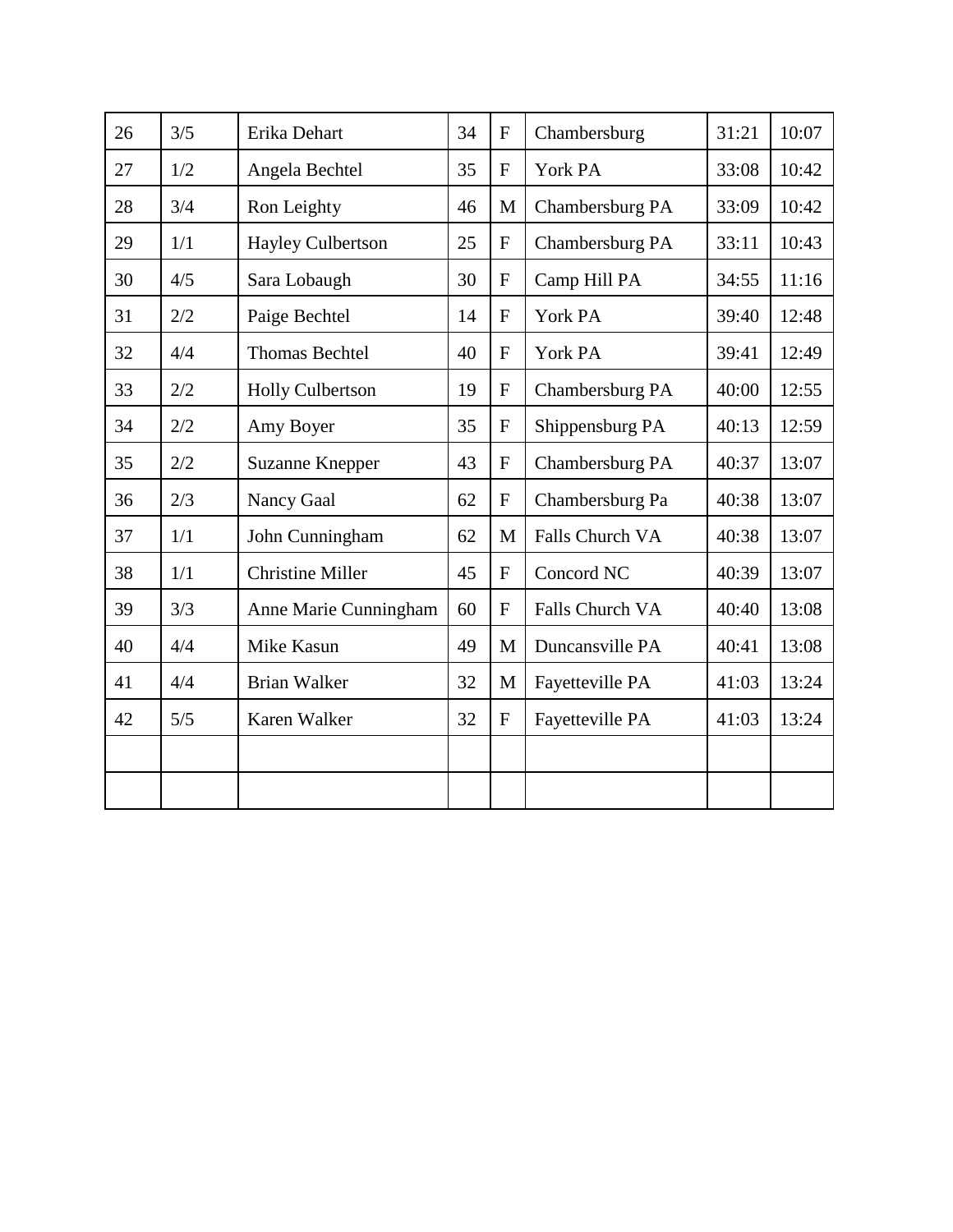| | | | | | | | |
|---|---|---|---|---|---|---|---|
| 26 | 3/5 | Erika Dehart | 34 | F | Chambersburg | 31:21 | 10:07 |
| 27 | 1/2 | Angela Bechtel | 35 | F | York PA | 33:08 | 10:42 |
| 28 | 3/4 | Ron Leighty | 46 | M | Chambersburg PA | 33:09 | 10:42 |
| 29 | 1/1 | Hayley Culbertson | 25 | F | Chambersburg PA | 33:11 | 10:43 |
| 30 | 4/5 | Sara Lobaugh | 30 | F | Camp Hill PA | 34:55 | 11:16 |
| 31 | 2/2 | Paige Bechtel | 14 | F | York PA | 39:40 | 12:48 |
| 32 | 4/4 | Thomas Bechtel | 40 | F | York PA | 39:41 | 12:49 |
| 33 | 2/2 | Holly Culbertson | 19 | F | Chambersburg PA | 40:00 | 12:55 |
| 34 | 2/2 | Amy Boyer | 35 | F | Shippensburg PA | 40:13 | 12:59 |
| 35 | 2/2 | Suzanne Knepper | 43 | F | Chambersburg PA | 40:37 | 13:07 |
| 36 | 2/3 | Nancy Gaal | 62 | F | Chambersburg Pa | 40:38 | 13:07 |
| 37 | 1/1 | John Cunningham | 62 | M | Falls Church VA | 40:38 | 13:07 |
| 38 | 1/1 | Christine Miller | 45 | F | Concord NC | 40:39 | 13:07 |
| 39 | 3/3 | Anne Marie Cunningham | 60 | F | Falls Church VA | 40:40 | 13:08 |
| 40 | 4/4 | Mike Kasun | 49 | M | Duncansville PA | 40:41 | 13:08 |
| 41 | 4/4 | Brian Walker | 32 | M | Fayetteville PA | 41:03 | 13:24 |
| 42 | 5/5 | Karen Walker | 32 | F | Fayetteville PA | 41:03 | 13:24 |
| | | | | | | | |
| | | | | | | | |